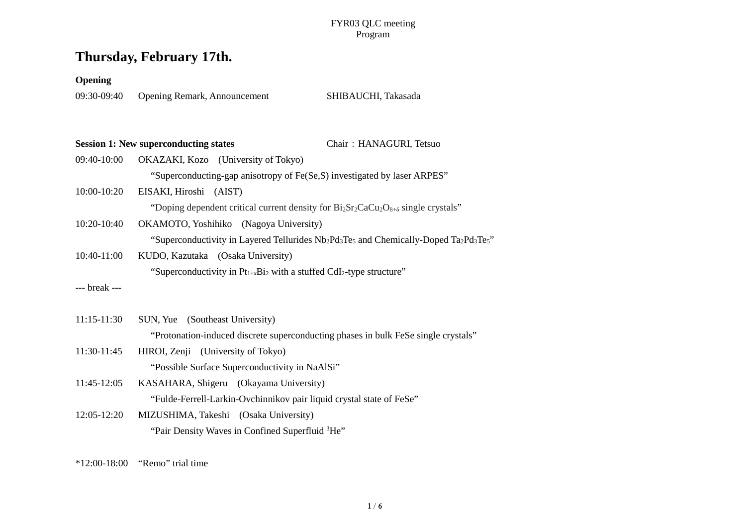FYR03 QLC meeting
Program

# Thursday, February 17th.

**Opening**

09:30-09:40 Opening Remark, Announcement SHIBAUCHI, Takasada

**Session 1: New superconducting states** Chair：HANAGURI, Tetsuo

09:40-10:00 OKAZAKI, Kozo (University of Tokyo)

"Superconducting-gap anisotropy of Fe(Se,S) investigated by laser ARPES"

10:00-10:20 EISAKI, Hiroshi (AIST)

"Doping dependent critical current density for $Bi_2Sr_2CaCu_2O_{8+\delta}$ single crystals"

10:20-10:40 OKAMOTO, Yoshihiko (Nagoya University)

"Superconductivity in Layered Tellurides $Nb_2Pd_3Te_5$ and Chemically-Doped $Ta_2Pd_3Te_5$"

10:40-11:00 KUDO, Kazutaka (Osaka University)

"Superconductivity in $Pt_{1+x}Bi_2$ with a stuffed $CdI_2$-type structure"

--- break ---

11:15-11:30 SUN, Yue (Southeast University)

"Protonation-induced discrete superconducting phases in bulk FeSe single crystals"

11:30-11:45 HIROI, Zenji (University of Tokyo)

"Possible Surface Superconductivity in NaAlSi"

11:45-12:05 KASAHARA, Shigeru (Okayama University)

"Fulde-Ferrell-Larkin-Ovchinnikov pair liquid crystal state of FeSe"

12:05-12:20 MIZUSHIMA, Takeshi (Osaka University)

"Pair Density Waves in Confined Superfluid $^3He$"

*12:00-18:00 "Remo" trial time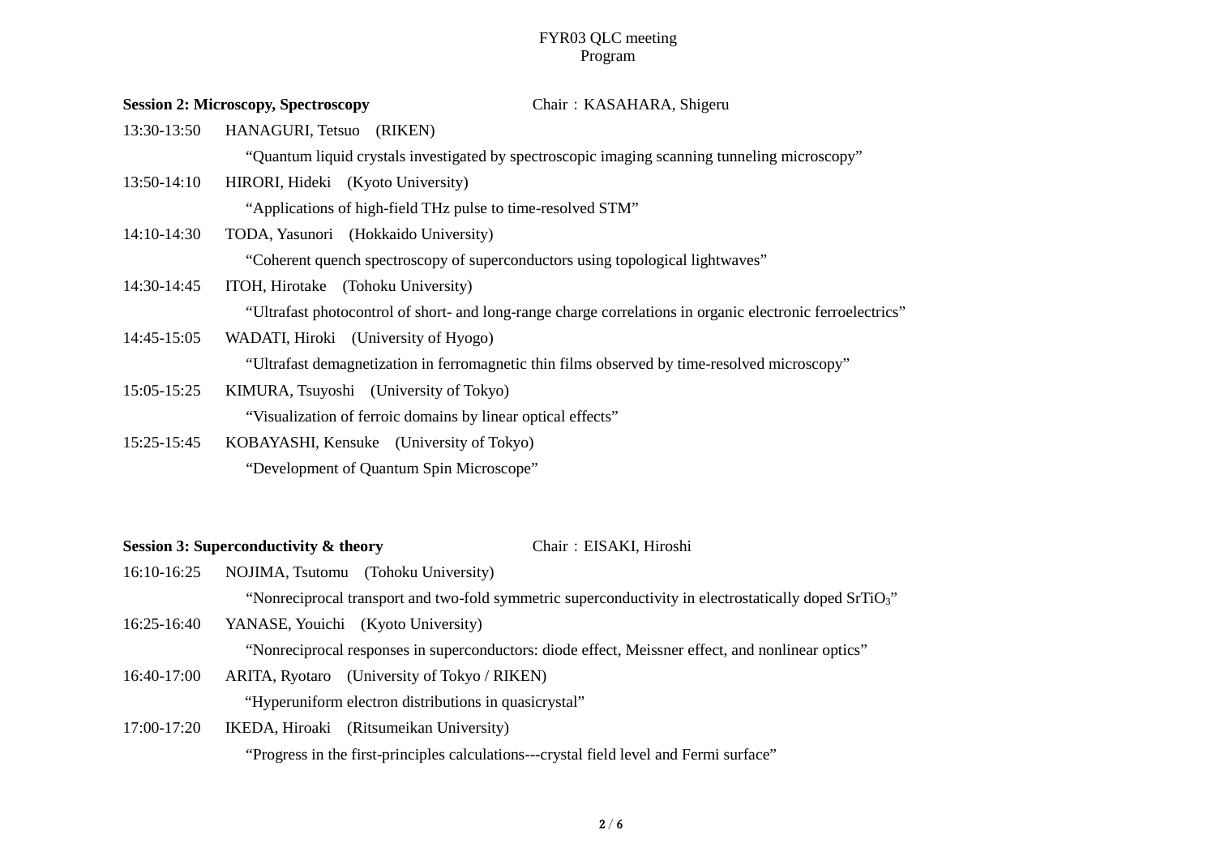FYR03 QLC meeting
Program

**Session 2: Microscopy, Spectroscopy** Chair：KASAHARA, Shigeru

13:30-13:50 HANAGURI, Tetsuo (RIKEN)

“Quantum liquid crystals investigated by spectroscopic imaging scanning tunneling microscopy”

13:50-14:10 HIRORI, Hideki (Kyoto University)

“Applications of high-field THz pulse to time-resolved STM”

14:10-14:30 TODA, Yasunori (Hokkaido University)

“Coherent quench spectroscopy of superconductors using topological lightwaves”

14:30-14:45 ITOH, Hirotake (Tohoku University)

“Ultrafast photocontrol of short- and long-range charge correlations in organic electronic ferroelectrics”

14:45-15:05 WADATI, Hiroki (University of Hyogo)

“Ultrafast demagnetization in ferromagnetic thin films observed by time-resolved microscopy”

15:05-15:25 KIMURA, Tsuyoshi (University of Tokyo)

“Visualization of ferroic domains by linear optical effects”

15:25-15:45 KOBAYASHI, Kensuke (University of Tokyo)

“Development of Quantum Spin Microscope”

**Session 3: Superconductivity & theory** Chair：EISAKI, Hiroshi

16:10-16:25 NOJIMA, Tsutomu (Tohoku University)

“Nonreciprocal transport and two-fold symmetric superconductivity in electrostatically doped $SrTiO_3$”

16:25-16:40 YANASE, Youichi (Kyoto University)

“Nonreciprocal responses in superconductors: diode effect, Meissner effect, and nonlinear optics”

16:40-17:00 ARITA, Ryotaro (University of Tokyo / RIKEN)

“Hyperuniform electron distributions in quasicrystal”

17:00-17:20 IKEDA, Hiroaki (Ritsumeikan University)

“Progress in the first-principles calculations---crystal field level and Fermi surface”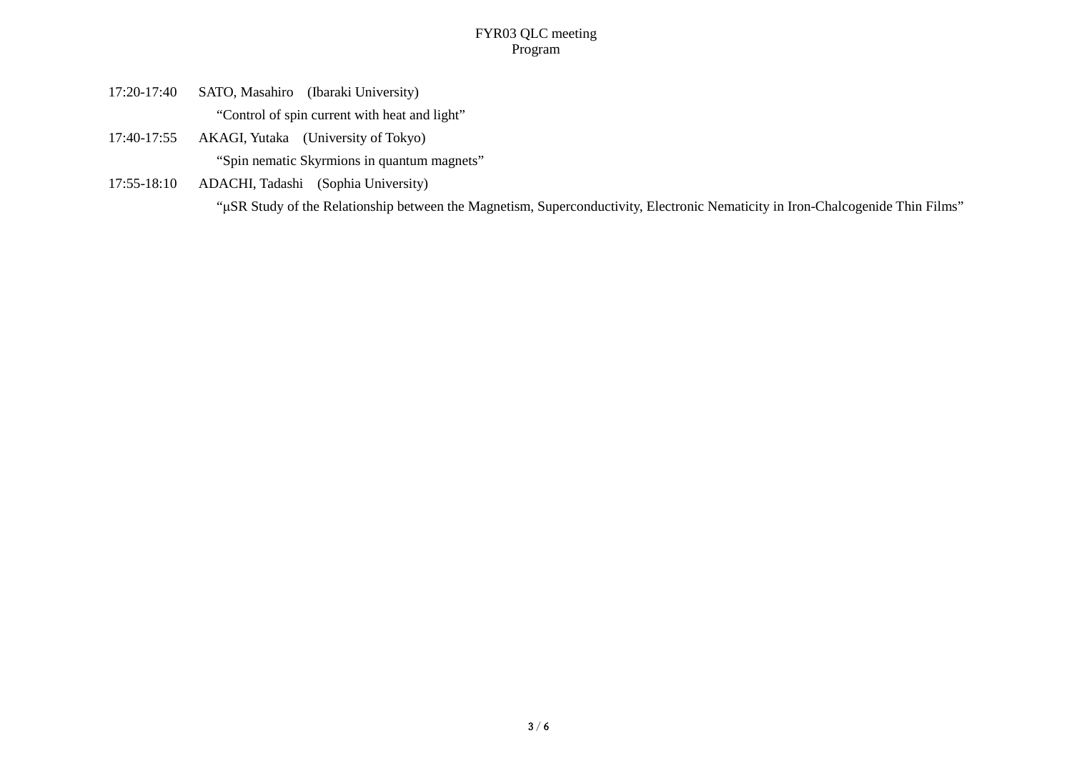FYR03 QLC meeting
Program

17:20-17:40　SATO, Masahiro　(Ibaraki University)

　“Control of spin current with heat and light”

17:40-17:55　AKAGI, Yutaka　(University of Tokyo)

　“Spin nematic Skyrmions in quantum magnets”

17:55-18:10　ADACHI, Tadashi　(Sophia University)

　“μSR Study of the Relationship between the Magnetism, Superconductivity, Electronic Nematicity in Iron-Chalcogenide Thin Films”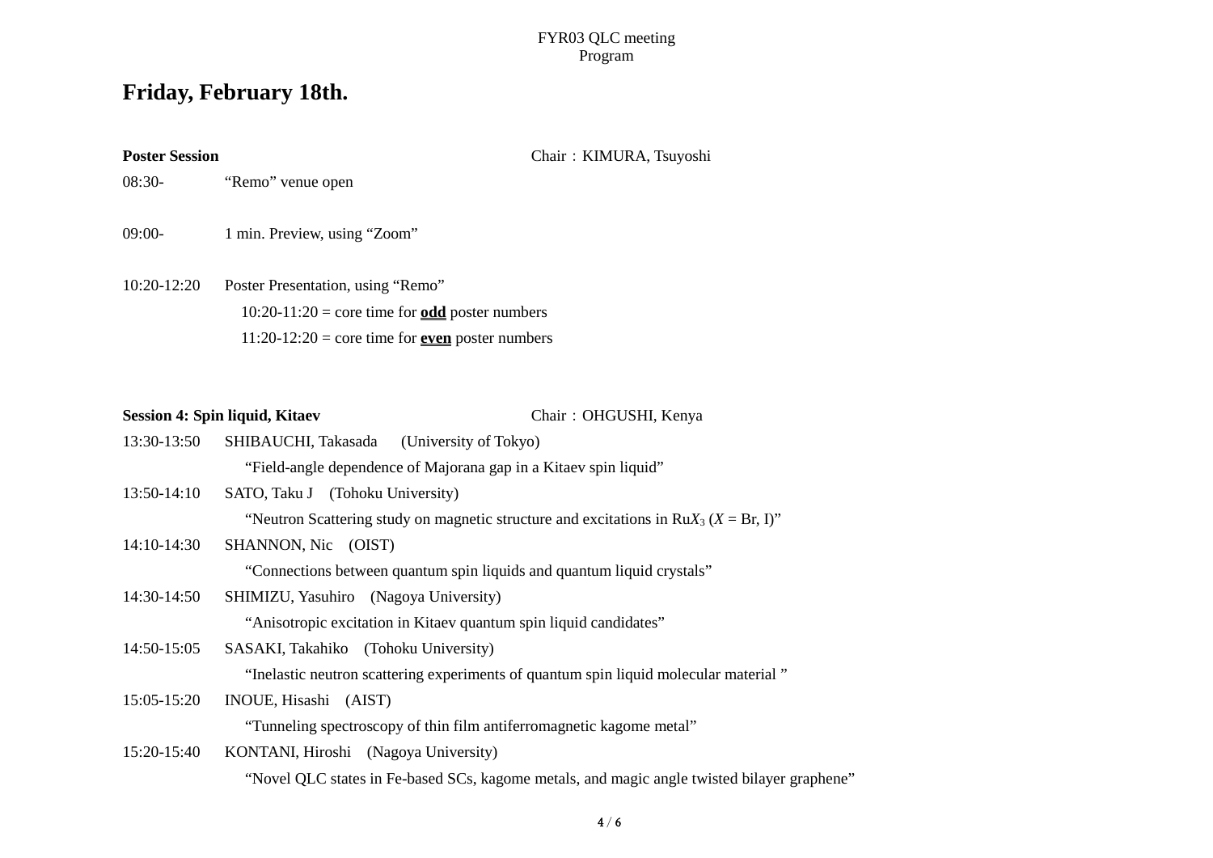FYR03 QLC meeting
Program

# Friday, February 18th.

**Poster Session** Chair：KIMURA, Tsuyoshi

08:30- “Remo” venue open

09:00- 1 min. Preview, using “Zoom”

10:20-12:20 Poster Presentation, using “Remo”

10:20-11:20 = core time for **odd** poster numbers

11:20-12:20 = core time for **even** poster numbers

**Session 4: Spin liquid, Kitaev** Chair：OHGUSHI, Kenya

13:30-13:50 SHIBAUCHI, Takasada (University of Tokyo)
“Field-angle dependence of Majorana gap in a Kitaev spin liquid”

13:50-14:10 SATO, Taku J (Tohoku University)
“Neutron Scattering study on magnetic structure and excitations in Ru$X_3$ ($X$ = Br, I)”

14:10-14:30 SHANNON, Nic (OIST)
“Connections between quantum spin liquids and quantum liquid crystals”

14:30-14:50 SHIMIZU, Yasuhiro (Nagoya University)
“Anisotropic excitation in Kitaev quantum spin liquid candidates”

14:50-15:05 SASAKI, Takahiko (Tohoku University)
“Inelastic neutron scattering experiments of quantum spin liquid molecular material ”

15:05-15:20 INOUE, Hisashi (AIST)
“Tunneling spectroscopy of thin film antiferromagnetic kagome metal”

15:20-15:40 KONTANI, Hiroshi (Nagoya University)
“Novel QLC states in Fe-based SCs, kagome metals, and magic angle twisted bilayer graphene”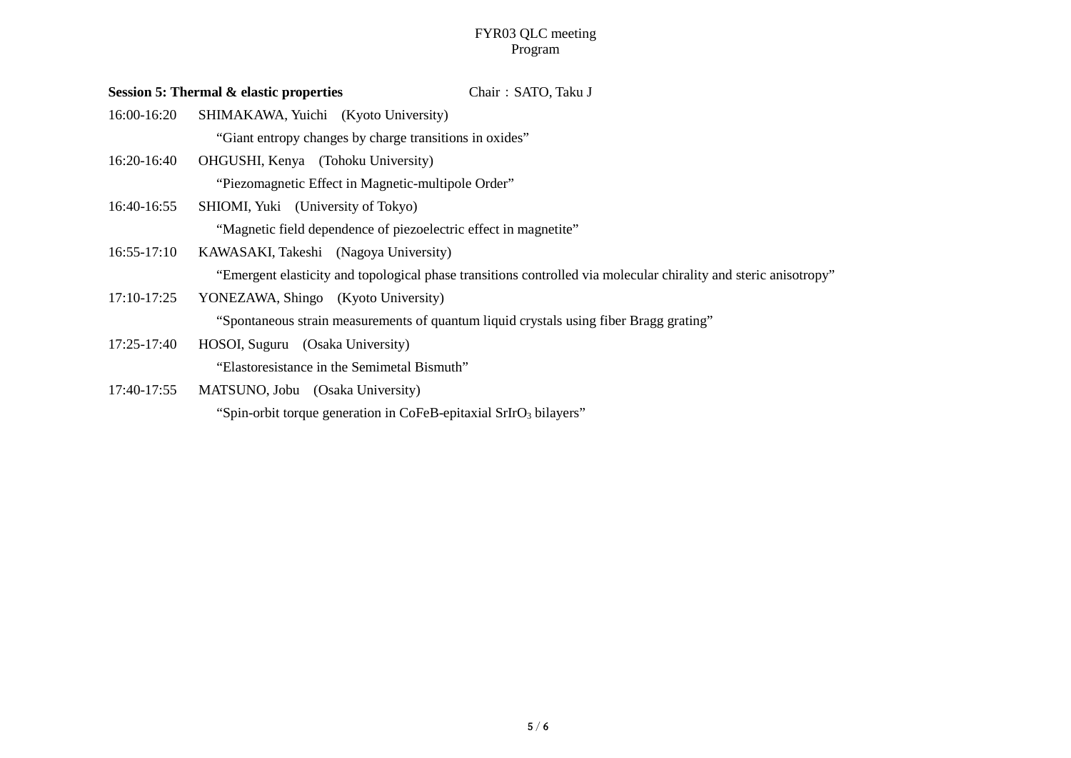FYR03 QLC meeting
Program

**Session 5: Thermal & elastic properties** Chair：SATO, Taku J

16:00-16:20 SHIMAKAWA, Yuichi (Kyoto University)

“Giant entropy changes by charge transitions in oxides”

16:20-16:40 OHGUSHI, Kenya (Tohoku University)

“Piezomagnetic Effect in Magnetic-multipole Order”

16:40-16:55 SHIOMI, Yuki (University of Tokyo)

“Magnetic field dependence of piezoelectric effect in magnetite”

16:55-17:10 KAWASAKI, Takeshi (Nagoya University)

“Emergent elasticity and topological phase transitions controlled via molecular chirality and steric anisotropy”

17:10-17:25 YONEZAWA, Shingo (Kyoto University)

“Spontaneous strain measurements of quantum liquid crystals using fiber Bragg grating”

17:25-17:40 HOSOI, Suguru (Osaka University)

“Elastoresistance in the Semimetal Bismuth”

17:40-17:55 MATSUNO, Jobu (Osaka University)

“Spin-orbit torque generation in CoFeB-epitaxial $SrIrO_3$ bilayers”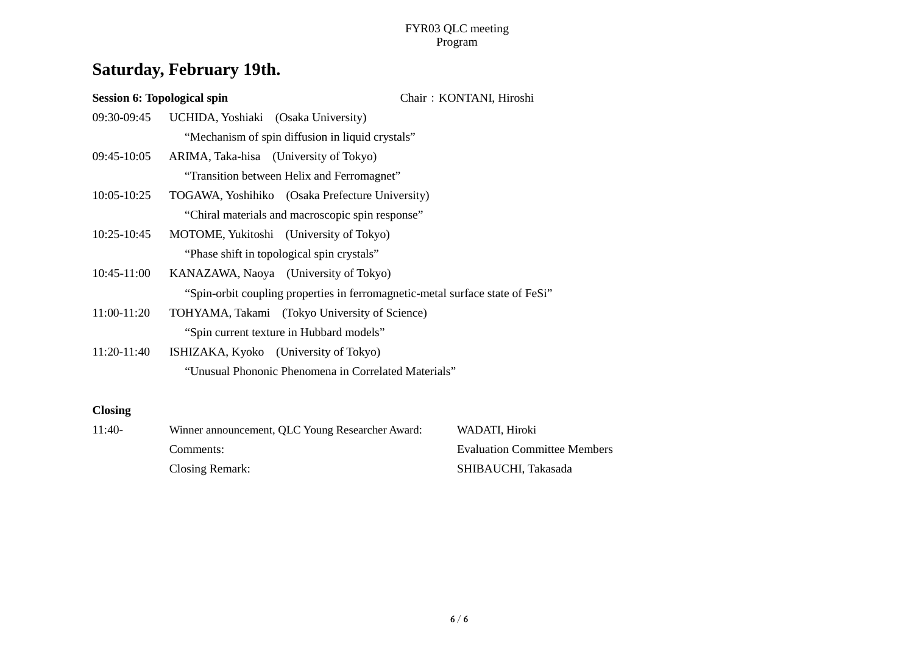FYR03 QLC meeting
Program

## Saturday, February 19th.

**Session 6: Topological spin** Chair：KONTANI, Hiroshi

09:30-09:45 UCHIDA, Yoshiaki (Osaka University)
"Mechanism of spin diffusion in liquid crystals"

09:45-10:05 ARIMA, Taka-hisa (University of Tokyo)
"Transition between Helix and Ferromagnet"

10:05-10:25 TOGAWA, Yoshihiko (Osaka Prefecture University)
"Chiral materials and macroscopic spin response"

10:25-10:45 MOTOME, Yukitoshi (University of Tokyo)
"Phase shift in topological spin crystals"

10:45-11:00 KANAZAWA, Naoya (University of Tokyo)
"Spin-orbit coupling properties in ferromagnetic-metal surface state of FeSi"

11:00-11:20 TOHYAMA, Takami (Tokyo University of Science)
"Spin current texture in Hubbard models"

11:20-11:40 ISHIZAKA, Kyoko (University of Tokyo)
"Unusual Phononic Phenomena in Correlated Materials"

**Closing**

| | | |
|---|---|---|
| 11:40- | Winner announcement, QLC Young Researcher Award: | WADATI, Hiroki |
| | Comments: | Evaluation Committee Members |
| | Closing Remark: | SHIBAUCHI, Takasada |